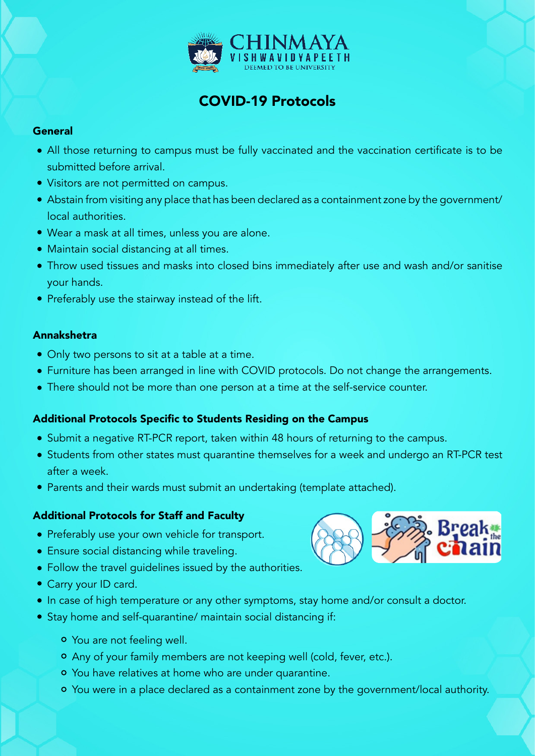CHINMAYA VISHWAVIDYAPEETH
DEEMED TO BE UNIVERSITY

# COVID-19 Protocols

## General

- All those returning to campus must be fully vaccinated and the vaccination certificate is to be submitted before arrival.
- Visitors are not permitted on campus.
- Abstain from visiting any place that has been declared as a containment zone by the government/ local authorities.
- Wear a mask at all times, unless you are alone.
- Maintain social distancing at all times.
- Throw used tissues and masks into closed bins immediately after use and wash and/or sanitise your hands.
- Preferably use the stairway instead of the lift.

## Annakshetra

- Only two persons to sit at a table at a time.
- Furniture has been arranged in line with COVID protocols. Do not change the arrangements.
- There should not be more than one person at a time at the self-service counter.

## Additional Protocols Specific to Students Residing on the Campus

- Submit a negative RT-PCR report, taken within 48 hours of returning to the campus.
- Students from other states must quarantine themselves for a week and undergo an RT-PCR test after a week.
- Parents and their wards must submit an undertaking (template attached).

## Additional Protocols for Staff and Faculty

- Preferably use your own vehicle for transport.
- Ensure social distancing while traveling.
- Follow the travel guidelines issued by the authorities.
- Carry your ID card.
- In case of high temperature or any other symptoms, stay home and/or consult a doctor.
- Stay home and self-quarantine/ maintain social distancing if:
  - You are not feeling well.
  - Any of your family members are not keeping well (cold, fever, etc.).
  - You have relatives at home who are under quarantine.
  - You were in a place declared as a containment zone by the government/local authority.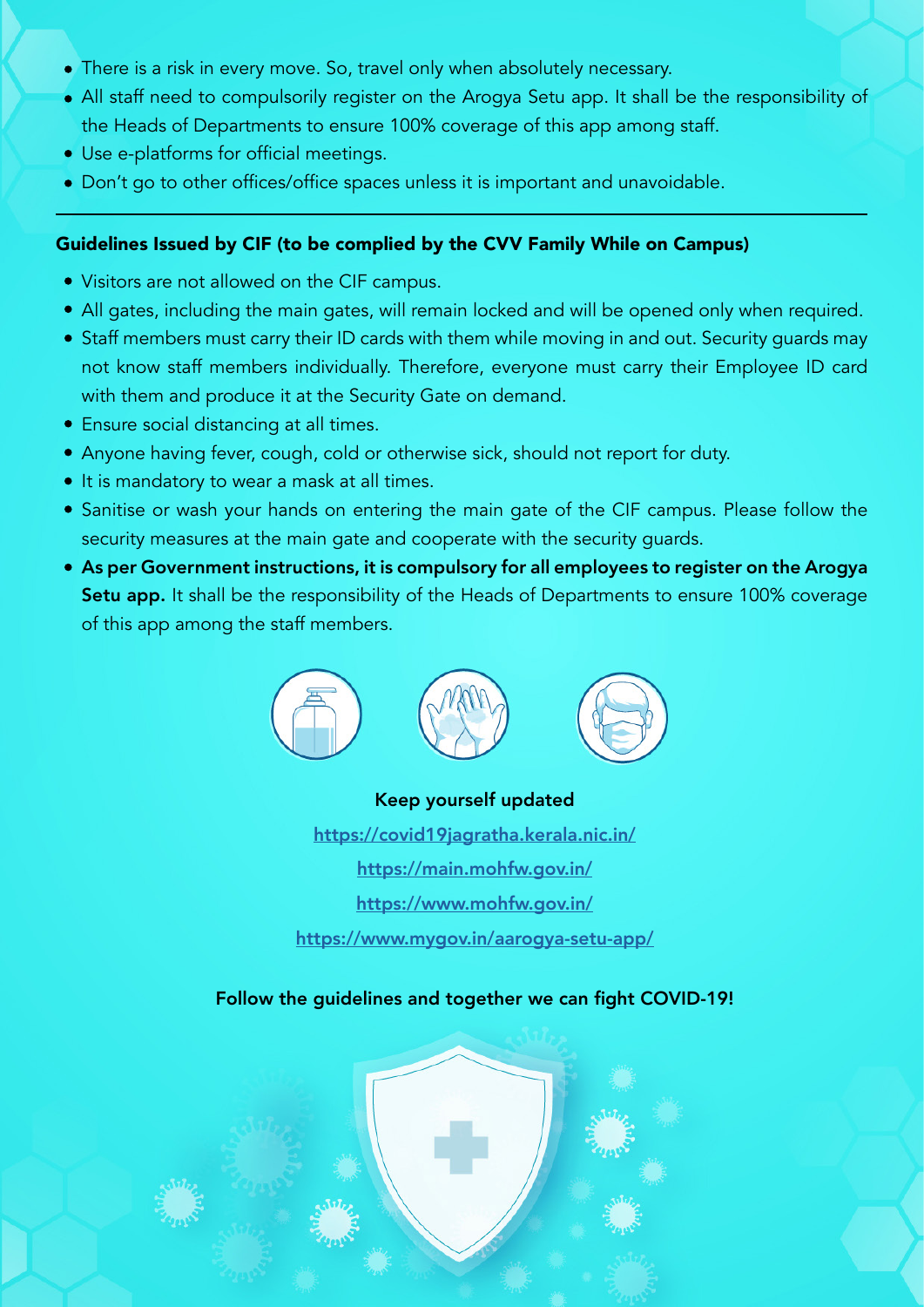- There is a risk in every move. So, travel only when absolutely necessary.
- All staff need to compulsorily register on the Arogya Setu app. It shall be the responsibility of the Heads of Departments to ensure 100% coverage of this app among staff.
- Use e-platforms for official meetings.
- Don't go to other offices/office spaces unless it is important and unavoidable.

---

### Guidelines Issued by CIF (to be complied by the CVV Family While on Campus)

- Visitors are not allowed on the CIF campus.
- All gates, including the main gates, will remain locked and will be opened only when required.
- Staff members must carry their ID cards with them while moving in and out. Security guards may not know staff members individually. Therefore, everyone must carry their Employee ID card with them and produce it at the Security Gate on demand.
- Ensure social distancing at all times.
- Anyone having fever, cough, cold or otherwise sick, should not report for duty.
- It is mandatory to wear a mask at all times.
- Sanitise or wash your hands on entering the main gate of the CIF campus. Please follow the security measures at the main gate and cooperate with the security guards.
- **As per Government instructions, it is compulsory for all employees to register on the Arogya Setu app.** It shall be the responsibility of the Heads of Departments to ensure 100% coverage of this app among the staff members.

**Keep yourself updated**

https://covid19jagratha.kerala.nic.in/

https://main.mohfw.gov.in/

https://www.mohfw.gov.in/

https://www.mygov.in/aarogya-setu-app/

**Follow the guidelines and together we can fight COVID-19!**